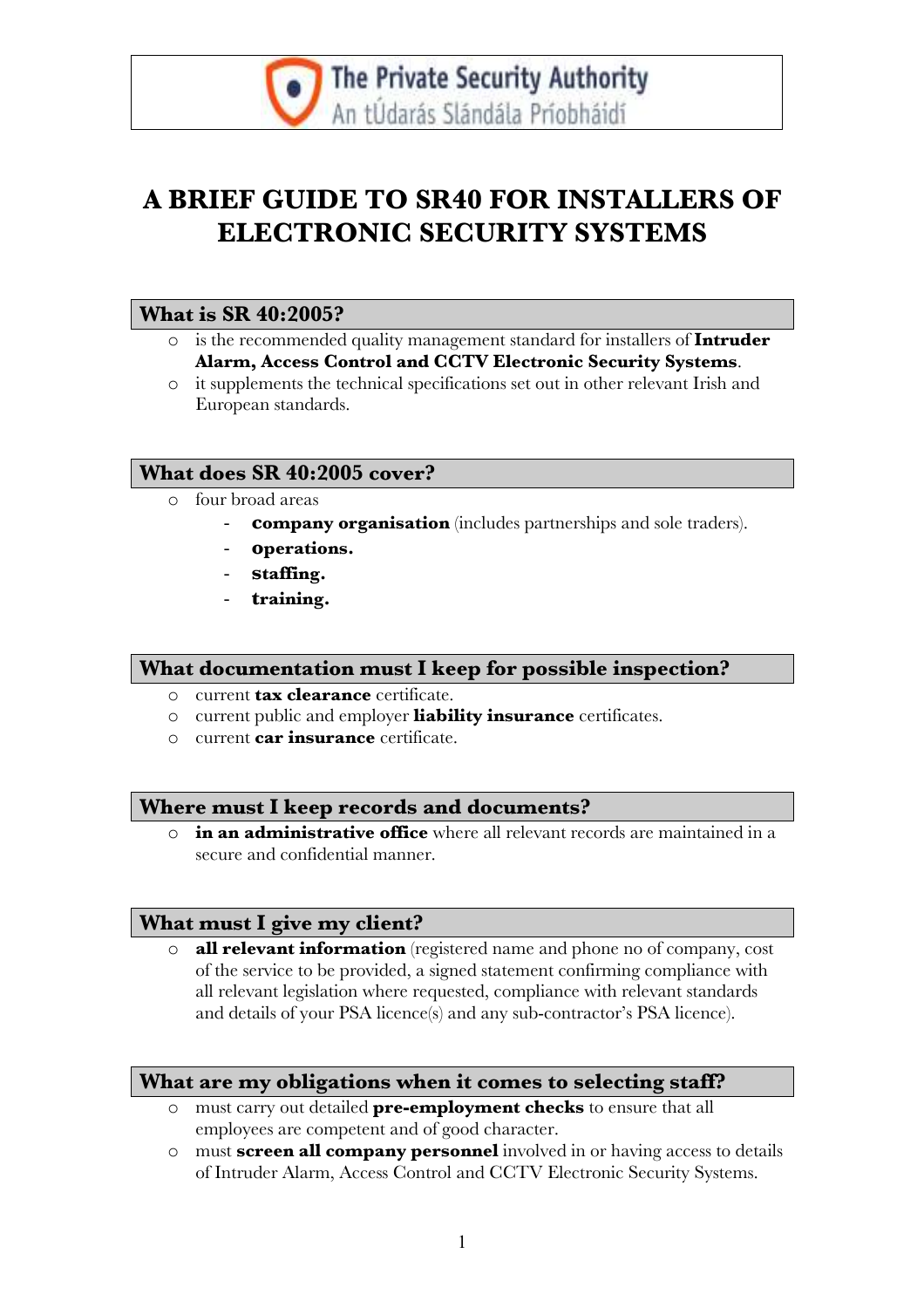The Private Security Authority
An tÚdarás Slándála Príobháidí

# A BRIEF GUIDE TO SR40 FOR INSTALLERS OF ELECTRONIC SECURITY SYSTEMS

## What is SR 40:2005?

- is the recommended quality management standard for installers of **Intruder Alarm, Access Control and CCTV Electronic Security Systems**.
- it supplements the technical specifications set out in other relevant Irish and European standards.

## What does SR 40:2005 cover?

- four broad areas
  - **company organisation** (includes partnerships and sole traders).
  - **operations.**
  - **staffing.**
  - **training.**

## What documentation must I keep for possible inspection?

- current **tax clearance** certificate.
- current public and employer **liability insurance** certificates.
- current **car insurance** certificate.

## Where must I keep records and documents?

- **in an administrative office** where all relevant records are maintained in a secure and confidential manner.

## What must I give my client?

- **all relevant information** (registered name and phone no of company, cost of the service to be provided, a signed statement confirming compliance with all relevant legislation where requested, compliance with relevant standards and details of your PSA licence(s) and any sub-contractor's PSA licence).

## What are my obligations when it comes to selecting staff?

- must carry out detailed **pre-employment checks** to ensure that all employees are competent and of good character.
- must **screen all company personnel** involved in or having access to details of Intruder Alarm, Access Control and CCTV Electronic Security Systems.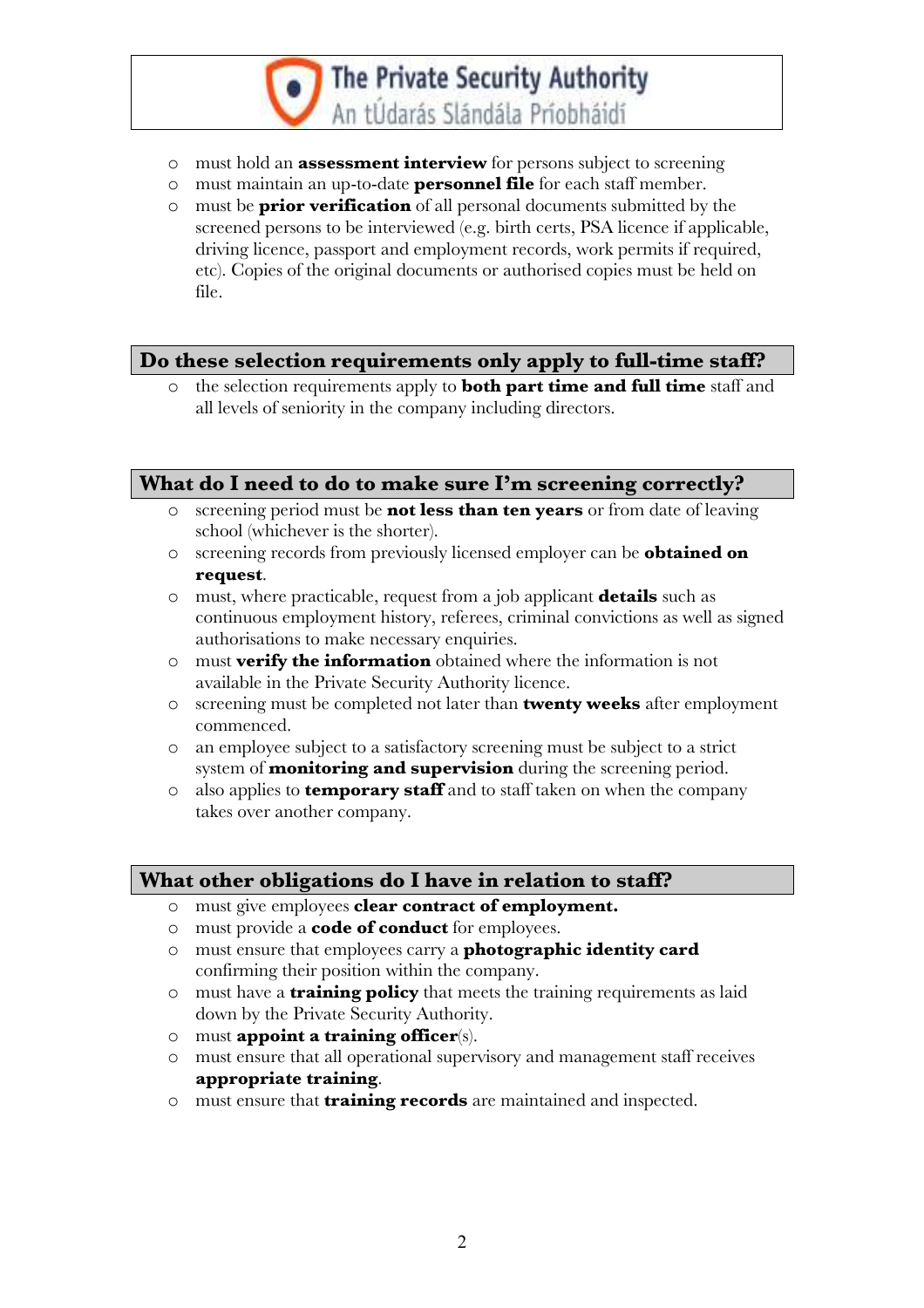- must hold an **assessment interview** for persons subject to screening
- must maintain an up-to-date **personnel file** for each staff member.
- must be **prior verification** of all personal documents submitted by the screened persons to be interviewed (e.g. birth certs, PSA licence if applicable, driving licence, passport and employment records, work permits if required, etc). Copies of the original documents or authorised copies must be held on file.

## Do these selection requirements only apply to full-time staff?

- the selection requirements apply to **both part time and full time** staff and all levels of seniority in the company including directors.

## What do I need to do to make sure I'm screening correctly?

- screening period must be **not less than ten years** or from date of leaving school (whichever is the shorter).
- screening records from previously licensed employer can be **obtained on request**.
- must, where practicable, request from a job applicant **details** such as continuous employment history, referees, criminal convictions as well as signed authorisations to make necessary enquiries.
- must **verify the information** obtained where the information is not available in the Private Security Authority licence.
- screening must be completed not later than **twenty weeks** after employment commenced.
- an employee subject to a satisfactory screening must be subject to a strict system of **monitoring and supervision** during the screening period.
- also applies to **temporary staff** and to staff taken on when the company takes over another company.

## What other obligations do I have in relation to staff?

- must give employees **clear contract of employment.**
- must provide a **code of conduct** for employees.
- must ensure that employees carry a **photographic identity card** confirming their position within the company.
- must have a **training policy** that meets the training requirements as laid down by the Private Security Authority.
- must **appoint a training officer**(s).
- must ensure that all operational supervisory and management staff receives **appropriate training**.
- must ensure that **training records** are maintained and inspected.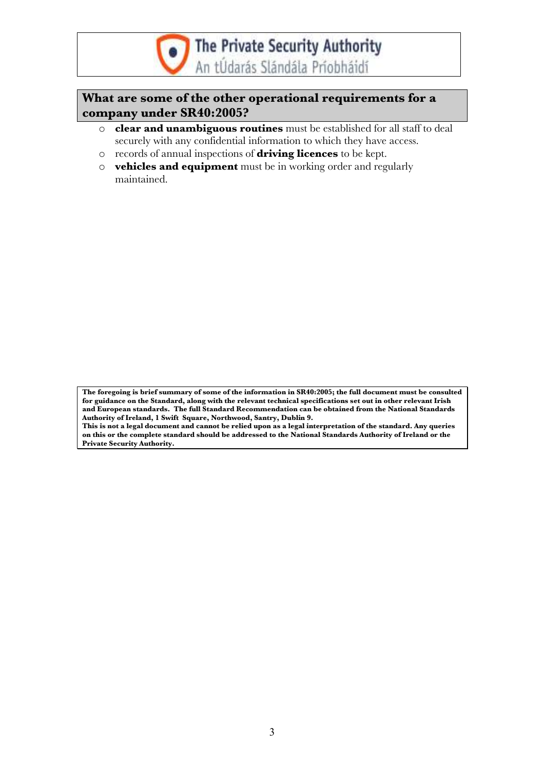## What are some of the other operational requirements for a company under SR40:2005?

- **clear and unambiguous routines** must be established for all staff to deal securely with any confidential information to which they have access.
- records of annual inspections of **driving licences** to be kept.
- **vehicles and equipment** must be in working order and regularly maintained.

**The foregoing is brief summary of some of the information in SR40:2005; the full document must be consulted for guidance on the Standard, along with the relevant technical specifications set out in other relevant Irish and European standards. The full Standard Recommendation can be obtained from the National Standards Authority of Ireland, 1 Swift Square, Northwood, Santry, Dublin 9.**
**This is not a legal document and cannot be relied upon as a legal interpretation of the standard. Any queries on this or the complete standard should be addressed to the National Standards Authority of Ireland or the Private Security Authority.**